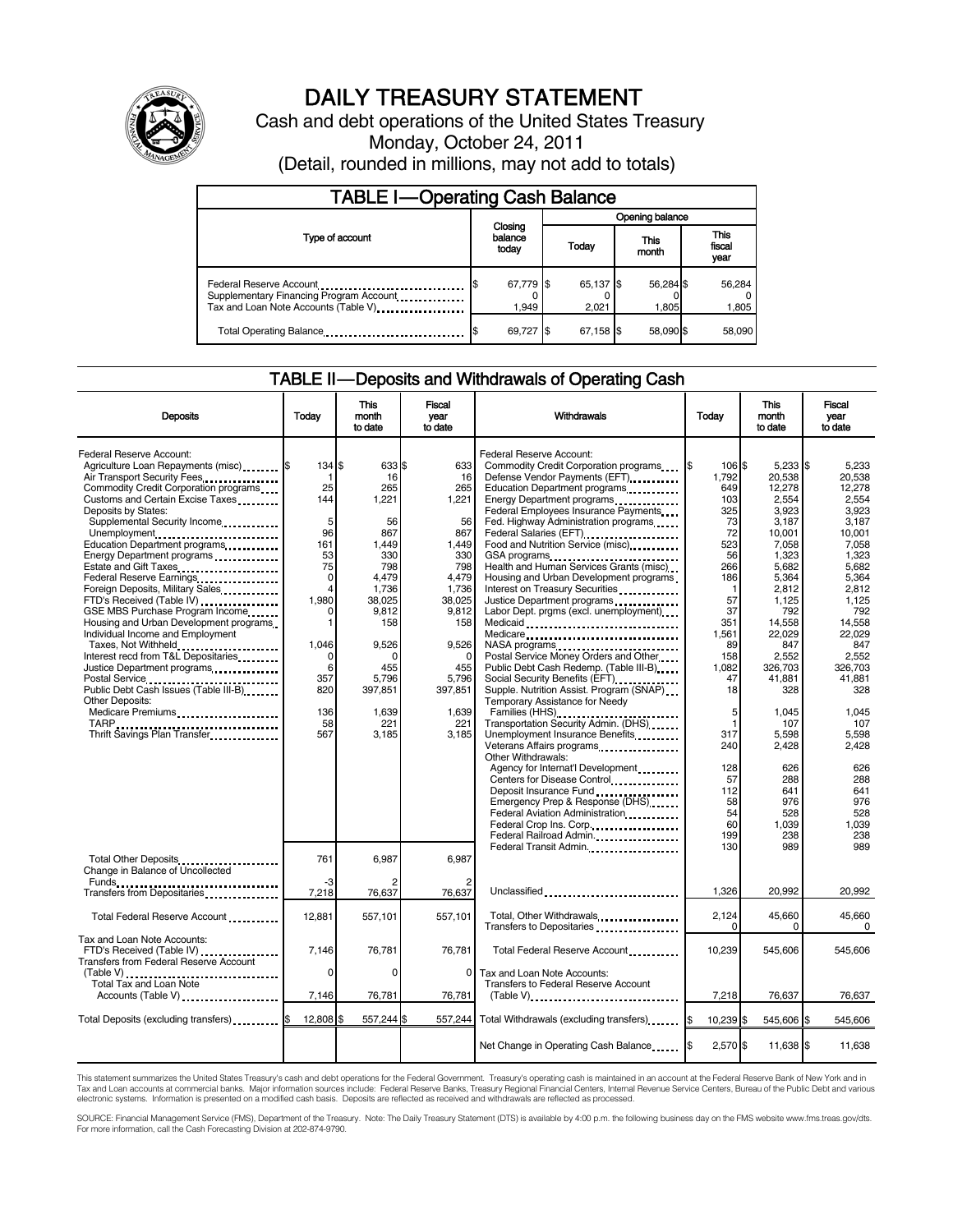# DAILY TREASURY STATEMENT

Cash and debt operations of the United States Treasury

Monday, October 24, 2011

(Detail, rounded in millions, may not add to totals)

## TABLE I—Operating Cash Balance

| Type of account | Closing balance today | Opening balance Today | Opening balance This month | Opening balance This fiscal year |
|---|---|---|---|---|
| Federal Reserve Account | $ 67,779 | $ 65,137 | $ 56,284 | $ 56,284 |
| Supplementary Financing Program Account | 0 | 0 | 0 | 0 |
| Tax and Loan Note Accounts (Table V) | 1,949 | 2,021 | 1,805 | 1,805 |
| Total Operating Balance | $ 69,727 | $ 67,158 | $ 58,090 | $ 58,090 |

## TABLE II—Deposits and Withdrawals of Operating Cash

| Deposits | Today | This month to date | Fiscal year to date |
|---|---|---|---|
| Federal Reserve Account: | | | |
| Agriculture Loan Repayments (misc) | $ 134 | $ 633 | $ 633 |
| Air Transport Security Fees | 1 | 16 | 16 |
| Commodity Credit Corporation programs | 25 | 265 | 265 |
| Customs and Certain Excise Taxes | 144 | 1,221 | 1,221 |
| Deposits by States: | | | |
| Supplemental Security Income | 5 | 56 | 56 |
| Unemployment | 96 | 867 | 867 |
| Education Department programs | 161 | 1,449 | 1,449 |
| Energy Department programs | 53 | 330 | 330 |
| Estate and Gift Taxes | 75 | 798 | 798 |
| Federal Reserve Earnings | 0 | 4,479 | 4,479 |
| Foreign Deposits, Military Sales | 4 | 1,736 | 1,736 |
| FTD's Received (Table IV) | 1,980 | 38,025 | 38,025 |
| GSE MBS Purchase Program Income | 0 | 9,812 | 9,812 |
| Housing and Urban Development programs | 1 | 158 | 158 |
| Individual Income and Employment Taxes, Not Withheld | 1,046 | 9,526 | 9,526 |
| Interest recd from T&L Depositaries | 0 | 0 | 0 |
| Justice Department programs | 6 | 455 | 455 |
| Postal Service | 357 | 5,796 | 5,796 |
| Public Debt Cash Issues (Table III-B) | 820 | 397,851 | 397,851 |
| Other Deposits: | | | |
| Medicare Premiums | 136 | 1,639 | 1,639 |
| TARP | 58 | 221 | 221 |
| Thrift Savings Plan Transfer | 567 | 3,185 | 3,185 |
| Total Other Deposits | 761 | 6,987 | 6,987 |
| Change in Balance of Uncollected Funds | -3 | 2 | 2 |
| Transfers from Depositaries | 7,218 | 76,637 | 76,637 |
| Total Federal Reserve Account | 12,881 | 557,101 | 557,101 |
| Tax and Loan Note Accounts: | | | |
| FTD's Received (Table IV) | 7,146 | 76,781 | 76,781 |
| Transfers from Federal Reserve Account (Table V) | 0 | 0 | 0 |
| Total Tax and Loan Note Accounts (Table V) | 7,146 | 76,781 | 76,781 |
| Total Deposits (excluding transfers) | $ 12,808 | $ 557,244 | $ 557,244 |

| Withdrawals | Today | This month to date | Fiscal year to date |
|---|---|---|---|
| Federal Reserve Account: | | | |
| Commodity Credit Corporation programs | $ 106 | $ 5,233 | $ 5,233 |
| Defense Vendor Payments (EFT) | 1,792 | 20,538 | 20,538 |
| Education Department programs | 649 | 12,278 | 12,278 |
| Energy Department programs | 103 | 2,554 | 2,554 |
| Federal Employees Insurance Payments | 325 | 3,923 | 3,923 |
| Fed. Highway Administration programs | 73 | 3,187 | 3,187 |
| Federal Salaries (EFT) | 72 | 10,001 | 10,001 |
| Food and Nutrition Service (misc) | 523 | 7,058 | 7,058 |
| GSA programs | 56 | 1,323 | 1,323 |
| Health and Human Services Grants (misc) | 266 | 5,682 | 5,682 |
| Housing and Urban Development programs | 186 | 5,364 | 5,364 |
| Interest on Treasury Securities | 1 | 2,812 | 2,812 |
| Justice Department programs | 57 | 1,125 | 1,125 |
| Labor Dept. prgms (excl. unemployment) | 37 | 792 | 792 |
| Medicaid | 351 | 14,558 | 14,558 |
| Medicare | 1,561 | 22,029 | 22,029 |
| NASA programs | 89 | 847 | 847 |
| Postal Service Money Orders and Other | 158 | 2,552 | 2,552 |
| Public Debt Cash Redemp. (Table III-B) | 1,082 | 326,703 | 326,703 |
| Social Security Benefits (EFT) | 47 | 41,881 | 41,881 |
| Supple. Nutrition Assist. Program (SNAP) | 18 | 328 | 328 |
| Temporary Assistance for Needy Families (HHS) | 5 | 1,045 | 1,045 |
| Transportation Security Admin. (DHS) | 1 | 107 | 107 |
| Unemployment Insurance Benefits | 317 | 5,598 | 5,598 |
| Veterans Affairs programs | 240 | 2,428 | 2,428 |
| Other Withdrawals: | | | |
| Agency for Internat'l Development | 128 | 626 | 626 |
| Centers for Disease Control | 57 | 288 | 288 |
| Deposit Insurance Fund | 112 | 641 | 641 |
| Emergency Prep & Response (DHS) | 58 | 976 | 976 |
| Federal Aviation Administration | 54 | 528 | 528 |
| Federal Crop Ins. Corp. | 60 | 1,039 | 1,039 |
| Federal Railroad Admin. | 199 | 238 | 238 |
| Federal Transit Admin. | 130 | 989 | 989 |
| Unclassified | 1,326 | 20,992 | 20,992 |
| Total, Other Withdrawals | 2,124 | 45,660 | 45,660 |
| Transfers to Depositaries | 0 | 0 | 0 |
| Total Federal Reserve Account | 10,239 | 545,606 | 545,606 |
| Tax and Loan Note Accounts: | | | |
| Transfers to Federal Reserve Account (Table V) | 7,218 | 76,637 | 76,637 |
| Total Withdrawals (excluding transfers) | $ 10,239 | $ 545,606 | $ 545,606 |
| Net Change in Operating Cash Balance | $ 2,570 | $ 11,638 | $ 11,638 |

This statement summarizes the United States Treasury's cash and debt operations for the Federal Government. Treasury's operating cash is maintained in an account at the Federal Reserve Bank of New York and in Tax and Loan accounts at commercial banks. Major information sources include: Federal Reserve Banks, Treasury Regional Financial Centers, Internal Revenue Service Centers, Bureau of the Public Debt and various electronic systems. Information is presented on a modified cash basis. Deposits are reflected as received and withdrawals are reflected as processed.

SOURCE: Financial Management Service (FMS), Department of the Treasury. Note: The Daily Treasury Statement (DTS) is available by 4:00 p.m. the following business day on the FMS website www.fms.treas.gov/dts. For more information, call the Cash Forecasting Division at 202-874-9790.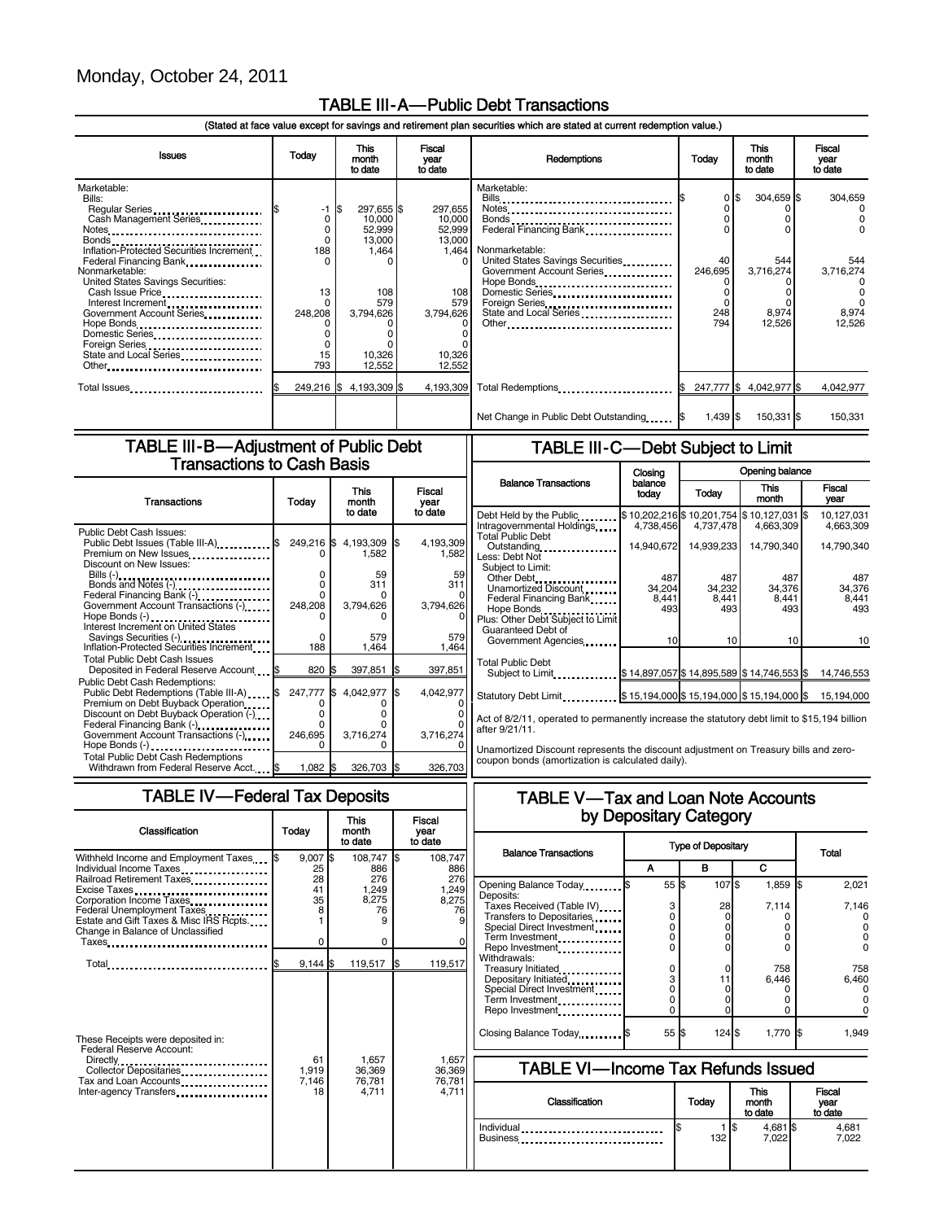Monday, October 24, 2011

## TABLE III-A—Public Debt Transactions

(Stated at face value except for savings and retirement plan securities which are stated at current redemption value.)

| Issues | Today | This month to date | Fiscal year to date |
|---|---|---|---|
| Marketable: | | | |
| Bills: | | | |
| Regular Series | $ -1 | $ 297,655 | $ 297,655 |
| Cash Management Series | 0 | 10,000 | 10,000 |
| Notes | 0 | 52,999 | 52,999 |
| Bonds | 0 | 13,000 | 13,000 |
| Inflation-Protected Securities Increment | 188 | 1,464 | 1,464 |
| Federal Financing Bank | 0 | 0 | 0 |
| Nonmarketable: | | | |
| United States Savings Securities: | | | |
| Cash Issue Price | 13 | 108 | 108 |
| Interest Increment | 0 | 579 | 579 |
| Government Account Series | 248,208 | 3,794,626 | 3,794,626 |
| Hope Bonds | 0 | 0 | 0 |
| Domestic Series | 0 | 0 | 0 |
| Foreign Series | 0 | 0 | 0 |
| State and Local Series | 15 | 10,326 | 10,326 |
| Other | 793 | 12,552 | 12,552 |
| Total Issues | $ 249,216 | $ 4,193,309 | $ 4,193,309 |

| Redemptions | Today | This month to date | Fiscal year to date |
|---|---|---|---|
| Marketable: | | | |
| Bills | $ 0 | $ 304,659 | $ 304,659 |
| Notes | 0 | 0 | 0 |
| Bonds | 0 | 0 | 0 |
| Federal Financing Bank | 0 | 0 | 0 |
| Nonmarketable: | | | |
| United States Savings Securities | 40 | 544 | 544 |
| Government Account Series | 246,695 | 3,716,274 | 3,716,274 |
| Hope Bonds | 0 | 0 | 0 |
| Domestic Series | 0 | 0 | 0 |
| Foreign Series | 0 | 0 | 0 |
| State and Local Series | 248 | 8,974 | 8,974 |
| Other | 794 | 12,526 | 12,526 |
| Total Redemptions | $ 247,777 | $ 4,042,977 | $ 4,042,977 |
| Net Change in Public Debt Outstanding | $ 1,439 | $ 150,331 | $ 150,331 |

## TABLE III-B—Adjustment of Public Debt Transactions to Cash Basis

| Transactions | Today | This month to date | Fiscal year to date |
|---|---|---|---|
| Public Debt Cash Issues: | | | |
| Public Debt Issues (Table III-A) | $ 249,216 | $ 4,193,309 | $ 4,193,309 |
| Premium on New Issues | 0 | 1,582 | 1,582 |
| Discount on New Issues: | | | |
| Bills (-) | 0 | 59 | 59 |
| Bonds and Notes (-) | 0 | 311 | 311 |
| Federal Financing Bank (-) | 0 | 0 | 0 |
| Government Account Transactions (-) | 248,208 | 3,794,626 | 3,794,626 |
| Hope Bonds (-) | 0 | 0 | 0 |
| Interest Increment on United States Savings Securities (-) | 0 | 579 | 579 |
| Inflation-Protected Securities Increment | 188 | 1,464 | 1,464 |
| Total Public Debt Cash Issues Deposited in Federal Reserve Account | $ 820 | $ 397,851 | $ 397,851 |
| Public Debt Cash Redemptions: | | | |
| Public Debt Redemptions (Table III-A) | $ 247,777 | $ 4,042,977 | $ 4,042,977 |
| Premium on Debt Buyback Operation | 0 | 0 | 0 |
| Discount on Debt Buyback Operation (-) | 0 | 0 | 0 |
| Federal Financing Bank (-) | 0 | 0 | 0 |
| Government Account Transactions (-) | 246,695 | 3,716,274 | 3,716,274 |
| Hope Bonds (-) | 0 | 0 | 0 |
| Total Public Debt Cash Redemptions Withdrawn from Federal Reserve Acct. | $ 1,082 | $ 326,703 | $ 326,703 |

## TABLE III-C—Debt Subject to Limit

| Balance Transactions | Closing balance today | Opening balance Today | Opening balance This month | Opening balance Fiscal year |
|---|---|---|---|---|
| Debt Held by the Public | $ 10,202,216 | $ 10,201,754 | $ 10,127,031 | $ 10,127,031 |
| Intragovernmental Holdings | 4,738,456 | 4,737,478 | 4,663,309 | 4,663,309 |
| Total Public Debt Outstanding | 14,940,672 | 14,939,233 | 14,790,340 | 14,790,340 |
| Less: Debt Not Subject to Limit: | | | | |
| Other Debt | 487 | 487 | 487 | 487 |
| Unamortized Discount | 34,204 | 34,232 | 34,376 | 34,376 |
| Federal Financing Bank | 8,441 | 8,441 | 8,441 | 8,441 |
| Hope Bonds | 493 | 493 | 493 | 493 |
| Plus: Other Debt Subject to Limit | | | | |
| Guaranteed Debt of Government Agencies | 10 | 10 | 10 | 10 |
| Total Public Debt Subject to Limit | $ 14,897,057 | $ 14,895,589 | $ 14,746,553 | $ 14,746,553 |
| Statutory Debt Limit | $ 15,194,000 | $ 15,194,000 | $ 15,194,000 | $ 15,194,000 |

Act of 8/2/11, operated to permanently increase the statutory debt limit to $15,194 billion after 9/21/11.

Unamortized Discount represents the discount adjustment on Treasury bills and zero-coupon bonds (amortization is calculated daily).

## TABLE IV—Federal Tax Deposits

| Classification | Today | This month to date | Fiscal year to date |
|---|---|---|---|
| Withheld Income and Employment Taxes | $ 9,007 | $ 108,747 | $ 108,747 |
| Individual Income Taxes | 25 | 886 | 886 |
| Railroad Retirement Taxes | 28 | 276 | 276 |
| Excise Taxes | 41 | 1,249 | 1,249 |
| Corporation Income Taxes | 35 | 8,275 | 8,275 |
| Federal Unemployment Taxes | 8 | 76 | 76 |
| Estate and Gift Taxes & Misc IRS Rcpts. | 1 | 9 | 9 |
| Change in Balance of Unclassified Taxes | 0 | 0 | 0 |
| Total | $ 9,144 | $ 119,517 | $ 119,517 |
| These Receipts were deposited in: | | | |
| Federal Reserve Account: | | | |
| Directly | 61 | 1,657 | 1,657 |
| Collector Depositaries | 1,919 | 36,369 | 36,369 |
| Tax and Loan Accounts | 7,146 | 76,781 | 76,781 |
| Inter-agency Transfers | 18 | 4,711 | 4,711 |

## TABLE V—Tax and Loan Note Accounts by Depositary Category

| Balance Transactions | Type of Depositary A | B | C | Total |
|---|---|---|---|---|
| Opening Balance Today | $ 55 | $ 107 | $ 1,859 | $ 2,021 |
| Deposits: | | | | |
| Taxes Received (Table IV) | 3 | 28 | 7,114 | 7,146 |
| Transfers to Depositaries | 0 | 0 | 0 | 0 |
| Special Direct Investment | 0 | 0 | 0 | 0 |
| Term Investment | 0 | 0 | 0 | 0 |
| Repo Investment | 0 | 0 | 0 | 0 |
| Withdrawals: | | | | |
| Treasury Initiated | 0 | 0 | 758 | 758 |
| Depositary Initiated | 3 | 11 | 6,446 | 6,460 |
| Special Direct Investment | 0 | 0 | 0 | 0 |
| Term Investment | 0 | 0 | 0 | 0 |
| Repo Investment | 0 | 0 | 0 | 0 |
| Closing Balance Today | $ 55 | $ 124 | $ 1,770 | $ 1,949 |

## TABLE VI—Income Tax Refunds Issued

| Classification | Today | This month to date | Fiscal year to date |
|---|---|---|---|
| Individual | $ 1 | $ 4,681 | $ 4,681 |
| Business | 132 | 7,022 | 7,022 |